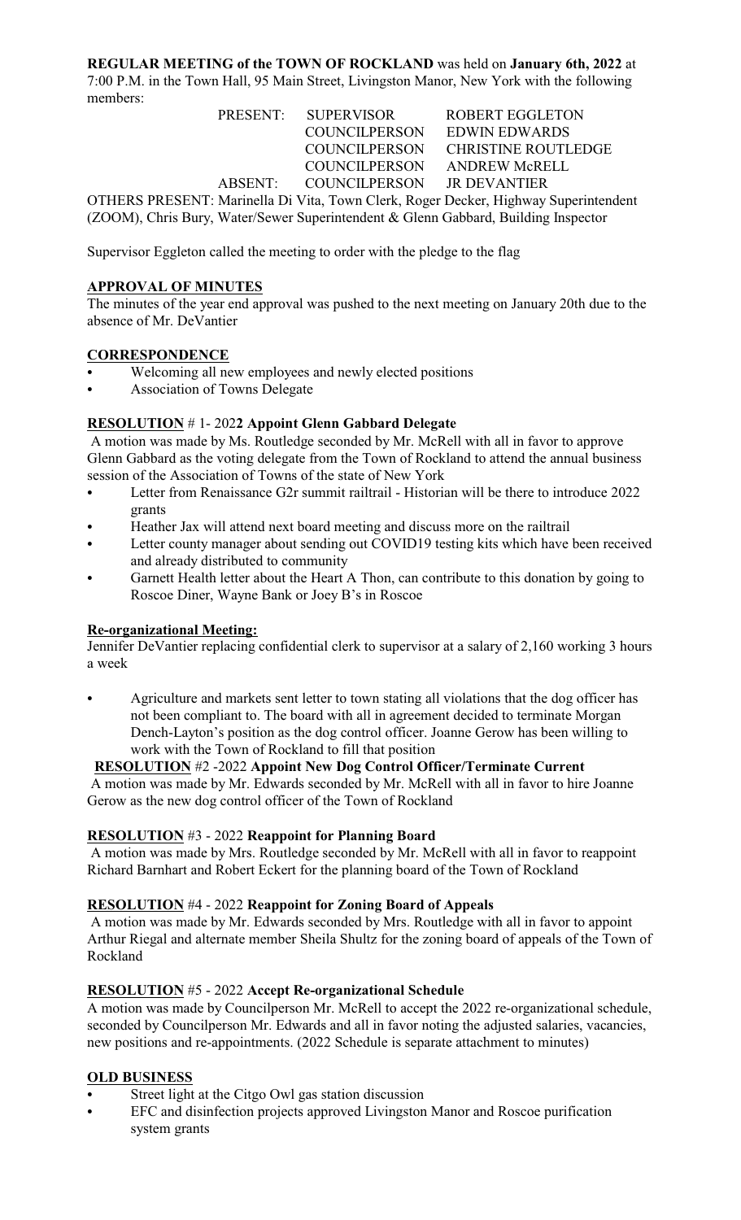**REGULAR MEETING of the TOWN OF ROCKLAND** was held on **January 6th, 2022** at 7:00 P.M. in the Town Hall, 95 Main Street, Livingston Manor, New York with the following members:

| | | |
|---|---|---|
| PRESENT: | SUPERVISOR | ROBERT EGGLETON |
| | COUNCILPERSON | EDWIN EDWARDS |
| | COUNCILPERSON | CHRISTINE ROUTLEDGE |
| | COUNCILPERSON | ANDREW McRELL |
| ABSENT: | COUNCILPERSON | JR DEVANTIER |

OTHERS PRESENT: Marinella Di Vita, Town Clerk, Roger Decker, Highway Superintendent (ZOOM), Chris Bury, Water/Sewer Superintendent & Glenn Gabbard, Building Inspector

Supervisor Eggleton called the meeting to order with the pledge to the flag

## APPROVAL OF MINUTES

The minutes of the year end approval was pushed to the next meeting on January 20th due to the absence of Mr. DeVantier

## CORRESPONDENCE

- Welcoming all new employees and newly elected positions
- Association of Towns Delegate

**RESOLUTION # 1- 2022 Appoint Glenn Gabbard Delegate**

A motion was made by Ms. Routledge seconded by Mr. McRell with all in favor to approve Glenn Gabbard as the voting delegate from the Town of Rockland to attend the annual business session of the Association of Towns of the state of New York

- Letter from Renaissance G2r summit railtrail - Historian will be there to introduce 2022 grants
- Heather Jax will attend next board meeting and discuss more on the railtrail
- Letter county manager about sending out COVID19 testing kits which have been received and already distributed to community
- Garnett Health letter about the Heart A Thon, can contribute to this donation by going to Roscoe Diner, Wayne Bank or Joey B's in Roscoe

## Re-organizational Meeting:

Jennifer DeVantier replacing confidential clerk to supervisor at a salary of 2,160 working 3 hours a week

- Agriculture and markets sent letter to town stating all violations that the dog officer has not been compliant to. The board with all in agreement decided to terminate Morgan Dench-Layton's position as the dog control officer. Joanne Gerow has been willing to work with the Town of Rockland to fill that position

**RESOLUTION #2 -2022 Appoint New Dog Control Officer/Terminate Current**

A motion was made by Mr. Edwards seconded by Mr. McRell with all in favor to hire Joanne Gerow as the new dog control officer of the Town of Rockland

**RESOLUTION #3 - 2022 Reappoint for Planning Board**

A motion was made by Mrs. Routledge seconded by Mr. McRell with all in favor to reappoint Richard Barnhart and Robert Eckert for the planning board of the Town of Rockland

**RESOLUTION #4 - 2022 Reappoint for Zoning Board of Appeals**

A motion was made by Mr. Edwards seconded by Mrs. Routledge with all in favor to appoint Arthur Riegal and alternate member Sheila Shultz for the zoning board of appeals of the Town of Rockland

**RESOLUTION #5 - 2022 Accept Re-organizational Schedule**

A motion was made by Councilperson Mr. McRell to accept the 2022 re-organizational schedule, seconded by Councilperson Mr. Edwards and all in favor noting the adjusted salaries, vacancies, new positions and re-appointments. (2022 Schedule is separate attachment to minutes)

## OLD BUSINESS

- Street light at the Citgo Owl gas station discussion
- EFC and disinfection projects approved Livingston Manor and Roscoe purification system grants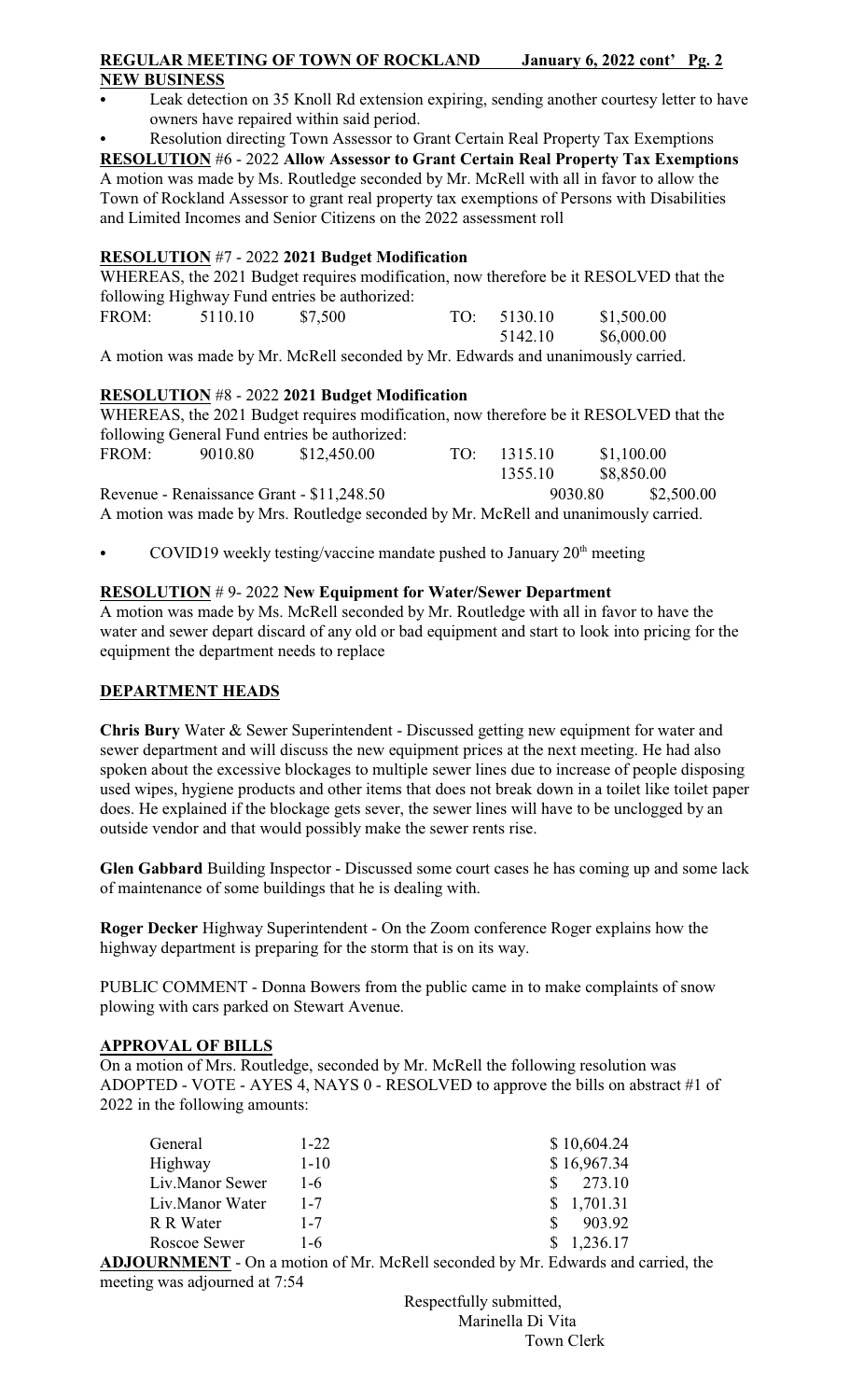**NEW BUSINESS**

- Leak detection on 35 Knoll Rd extension expiring, sending another courtesy letter to have owners have repaired within said period.
- Resolution directing Town Assessor to Grant Certain Real Property Tax Exemptions

**RESOLUTION** #6 - 2022 **Allow Assessor to Grant Certain Real Property Tax Exemptions**
A motion was made by Ms. Routledge seconded by Mr. McRell with all in favor to allow the Town of Rockland Assessor to grant real property tax exemptions of Persons with Disabilities and Limited Incomes and Senior Citizens on the 2022 assessment roll

**RESOLUTION** #7 - 2022 **2021 Budget Modification**
WHEREAS, the 2021 Budget requires modification, now therefore be it RESOLVED that the following Highway Fund entries be authorized:

| | | | | | |
|---|---|---|---|---|---|
| FROM: | 5110.10 | $7,500 | TO: | 5130.10 | $1,500.00 |
| | | | | 5142.10 | $6,000.00 |

A motion was made by Mr. McRell seconded by Mr. Edwards and unanimously carried.

**RESOLUTION** #8 - 2022 **2021 Budget Modification**
WHEREAS, the 2021 Budget requires modification, now therefore be it RESOLVED that the following General Fund entries be authorized:

| | | | | | |
|---|---|---|---|---|---|
| FROM: | 9010.80 | $12,450.00 | TO: | 1315.10 | $1,100.00 |
| | | | | 1355.10 | $8,850.00 |
| Revenue - Renaissance Grant - $11,248.50 | | | | 9030.80 | $2,500.00 |

A motion was made by Mrs. Routledge seconded by Mr. McRell and unanimously carried.

- COVID19 weekly testing/vaccine mandate pushed to January 20th meeting

**RESOLUTION** # 9- 2022 **New Equipment for Water/Sewer Department**
A motion was made by Ms. McRell seconded by Mr. Routledge with all in favor to have the water and sewer depart discard of any old or bad equipment and start to look into pricing for the equipment the department needs to replace

**DEPARTMENT HEADS**

**Chris Bury** Water & Sewer Superintendent - Discussed getting new equipment for water and sewer department and will discuss the new equipment prices at the next meeting. He had also spoken about the excessive blockages to multiple sewer lines due to increase of people disposing used wipes, hygiene products and other items that does not break down in a toilet like toilet paper does. He explained if the blockage gets sever, the sewer lines will have to be unclogged by an outside vendor and that would possibly make the sewer rents rise.

**Glen Gabbard** Building Inspector - Discussed some court cases he has coming up and some lack of maintenance of some buildings that he is dealing with.

**Roger Decker** Highway Superintendent - On the Zoom conference Roger explains how the highway department is preparing for the storm that is on its way.

PUBLIC COMMENT - Donna Bowers from the public came in to make complaints of snow plowing with cars parked on Stewart Avenue.

**APPROVAL OF BILLS**
On a motion of Mrs. Routledge, seconded by Mr. McRell the following resolution was ADOPTED - VOTE - AYES 4, NAYS 0 - RESOLVED to approve the bills on abstract #1 of 2022 in the following amounts:

| | | |
|---|---|---|
| General | 1-22 | $ 10,604.24 |
| Highway | 1-10 | $ 16,967.34 |
| Liv.Manor Sewer | 1-6 | $ 273.10 |
| Liv.Manor Water | 1-7 | $ 1,701.31 |
| R R Water | 1-7 | $ 903.92 |
| Roscoe Sewer | 1-6 | $ 1,236.17 |

**ADJOURNMENT** - On a motion of Mr. McRell seconded by Mr. Edwards and carried, the meeting was adjourned at 7:54

Respectfully submitted,
Marinella Di Vita
Town Clerk